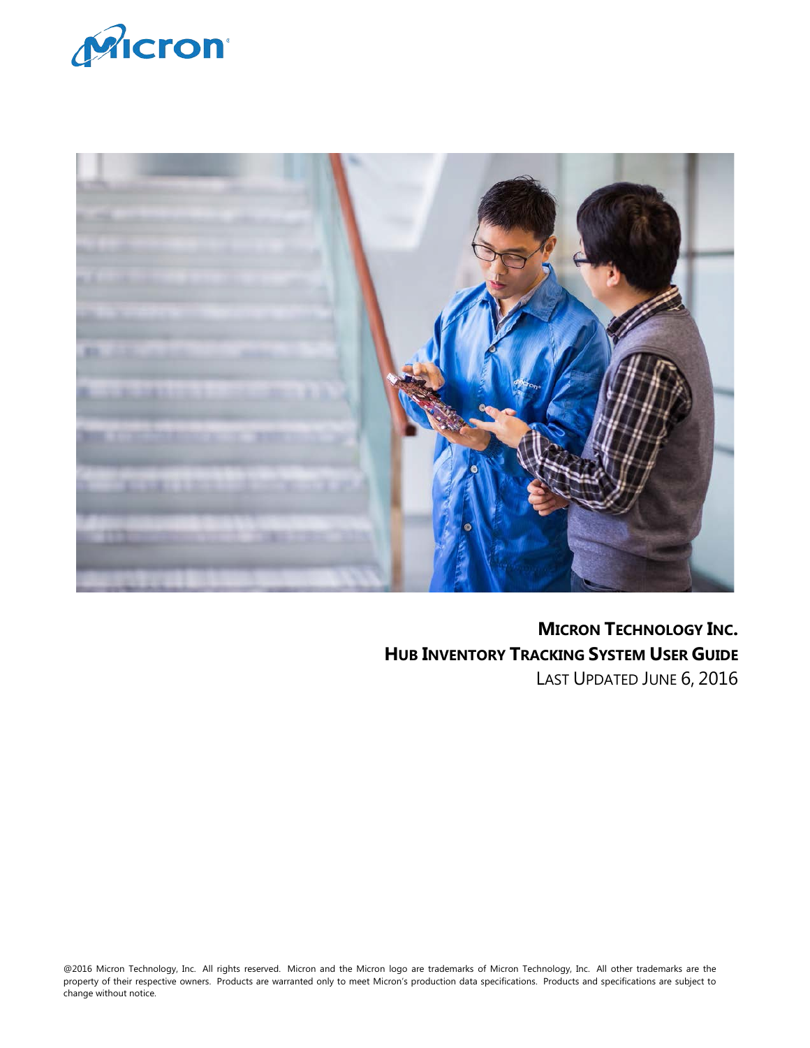# MICRON TECHNOLOGY INC.

# HUB INVENTORY TRACKING SYSTEM USER GUIDE

LAST UPDATED JUNE 6, 2016

@2016 Micron Technology, Inc. All rights reserved. Micron and the Micron logo are trademarks of Micron Technology, Inc. All other trademarks are the property of their respective owners. Products are warranted only to meet Micron's production data specifications. Products and specifications are subject to change without notice.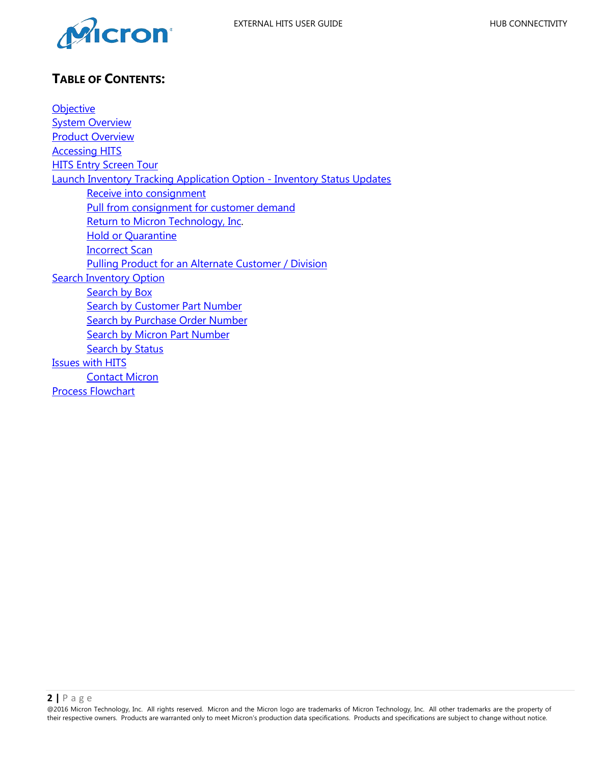# TABLE OF CONTENTS:

- Objective
- System Overview
- Product Overview
- Accessing HITS
- HITS Entry Screen Tour
- Launch Inventory Tracking Application Option - Inventory Status Updates
  - Receive into consignment
  - Pull from consignment for customer demand
  - Return to Micron Technology, Inc.
  - Hold or Quarantine
  - Incorrect Scan
  - Pulling Product for an Alternate Customer / Division
- Search Inventory Option
  - Search by Box
  - Search by Customer Part Number
  - Search by Purchase Order Number
  - Search by Micron Part Number
  - Search by Status
- Issues with HITS
  - Contact Micron
- Process Flowchart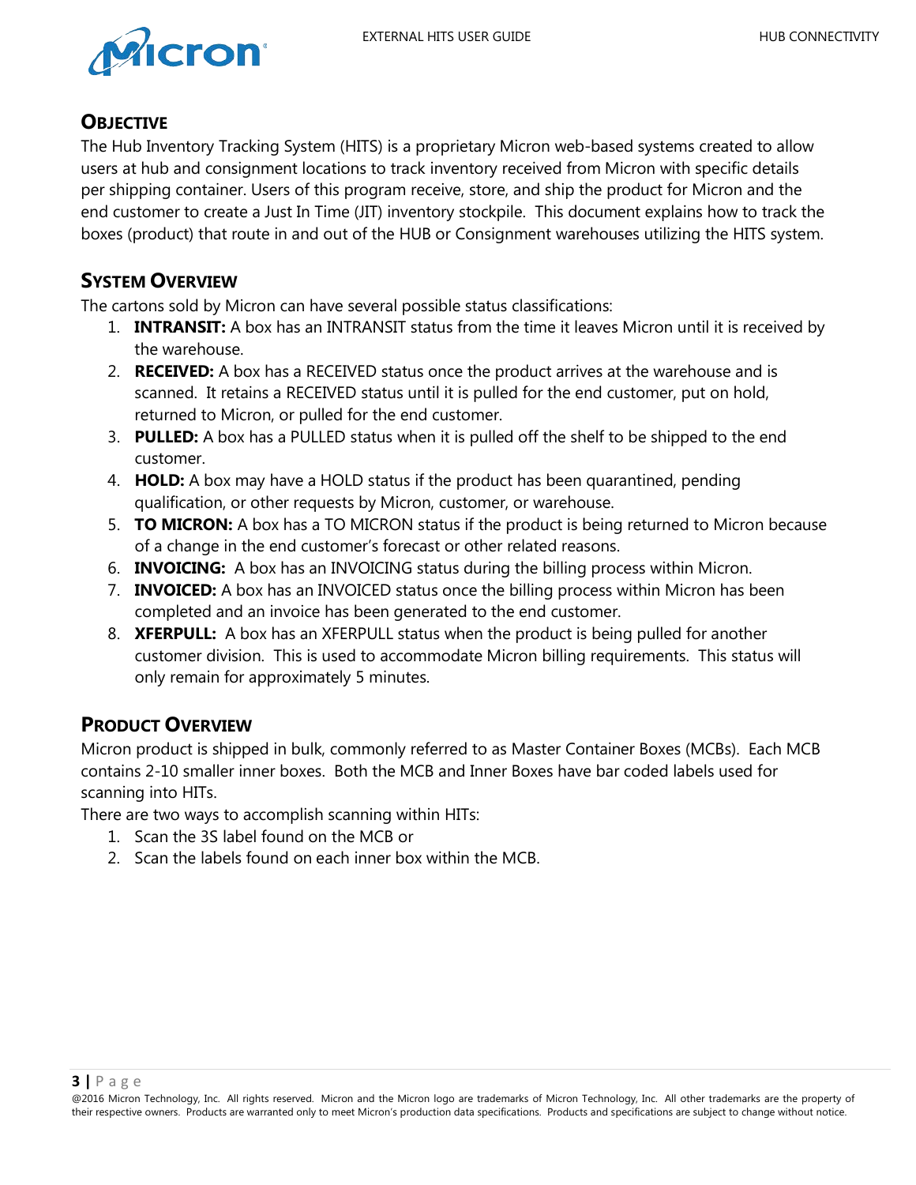## Objective

The Hub Inventory Tracking System (HITS) is a proprietary Micron web-based systems created to allow users at hub and consignment locations to track inventory received from Micron with specific details per shipping container. Users of this program receive, store, and ship the product for Micron and the end customer to create a Just In Time (JIT) inventory stockpile. This document explains how to track the boxes (product) that route in and out of the HUB or Consignment warehouses utilizing the HITS system.

## System Overview

The cartons sold by Micron can have several possible status classifications:

1. **INTRANSIT:** A box has an INTRANSIT status from the time it leaves Micron until it is received by the warehouse.
2. **RECEIVED:** A box has a RECEIVED status once the product arrives at the warehouse and is scanned. It retains a RECEIVED status until it is pulled for the end customer, put on hold, returned to Micron, or pulled for the end customer.
3. **PULLED:** A box has a PULLED status when it is pulled off the shelf to be shipped to the end customer.
4. **HOLD:** A box may have a HOLD status if the product has been quarantined, pending qualification, or other requests by Micron, customer, or warehouse.
5. **TO MICRON:** A box has a TO MICRON status if the product is being returned to Micron because of a change in the end customer's forecast or other related reasons.
6. **INVOICING:** A box has an INVOICING status during the billing process within Micron.
7. **INVOICED:** A box has an INVOICED status once the billing process within Micron has been completed and an invoice has been generated to the end customer.
8. **XFERPULL:** A box has an XFERPULL status when the product is being pulled for another customer division. This is used to accommodate Micron billing requirements. This status will only remain for approximately 5 minutes.

## Product Overview

Micron product is shipped in bulk, commonly referred to as Master Container Boxes (MCBs). Each MCB contains 2-10 smaller inner boxes. Both the MCB and Inner Boxes have bar coded labels used for scanning into HITs.

There are two ways to accomplish scanning within HITs:

1. Scan the 3S label found on the MCB or
2. Scan the labels found on each inner box within the MCB.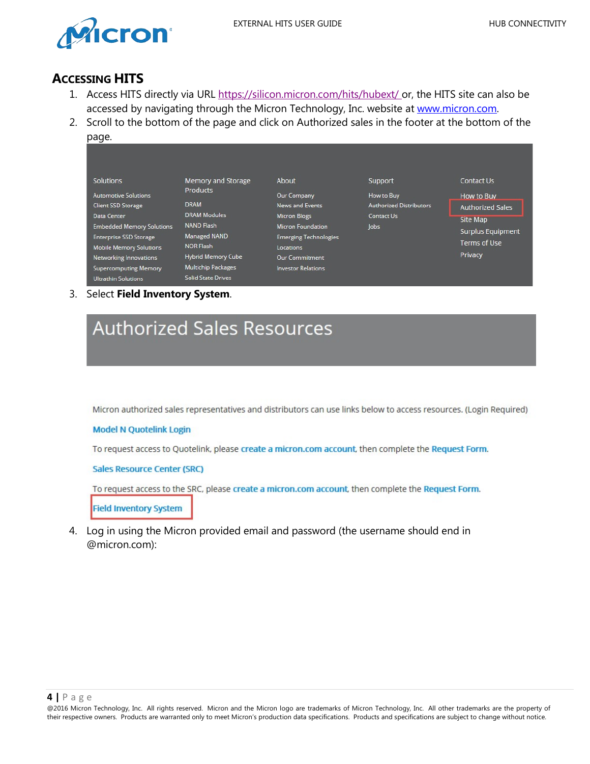## ACCESSING HITS

1. Access HITS directly via URL https://silicon.micron.com/hits/hubext/ or, the HITS site can also be accessed by navigating through the Micron Technology, Inc. website at www.micron.com.
2. Scroll to the bottom of the page and click on Authorized sales in the footer at the bottom of the page.

| Solutions | Memory and Storage Products | About | Support | Contact Us |
|---|---|---|---|---|
| Automotive Solutions | DRAM | Our Company | How to Buy | How to Buy |
| Client SSD Storage | DRAM Modules | News and Events | Authorized Distributors | Authorized Sales |
| Data Center | NAND Flash | Micron Blogs | Contact Us | Site Map |
| Embedded Memory Solutions | Managed NAND | Micron Foundation | Jobs | Surplus Equipment |
| Enterprise SSD Storage | NOR Flash | Emerging Technologies | | Terms of Use |
| Mobile Memory Solutions | Hybrid Memory Cube | Locations | | Privacy |
| Networking Innovations | Multichip Packages | Our Commitment | | |
| Supercomputing Memory | Solid State Drives | Investor Relations | | |
| Ultrathin Solutions | | | | |

3. Select **Field Inventory System**.

**Authorized Sales Resources**

Micron authorized sales representatives and distributors can use links below to access resources. (Login Required)

Model N Quotelink Login

To request access to Quotelink, please create a micron.com account, then complete the Request Form.

Sales Resource Center (SRC)

To request access to the SRC, please create a micron.com account, then complete the Request Form.

Field Inventory System

4. Log in using the Micron provided email and password (the username should end in @micron.com):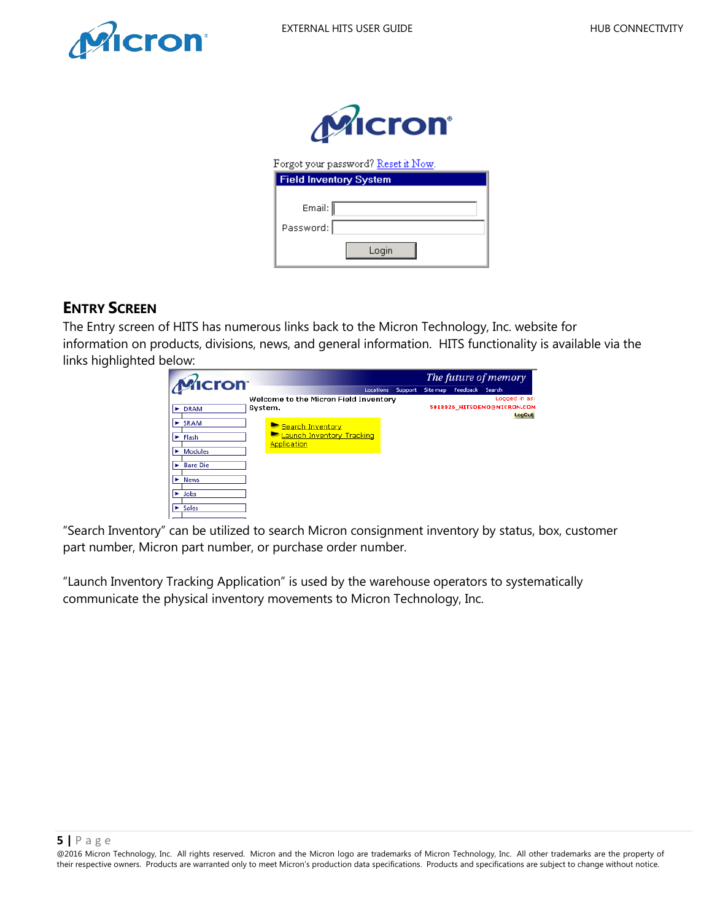Forgot your password? Reset it Now.

**Field Inventory System**

Email:

Password:

Login

## ENTRY SCREEN

The Entry screen of HITS has numerous links back to the Micron Technology, Inc. website for information on products, divisions, news, and general information. HITS functionality is available via the links highlighted below:

The future of memory

Locations Support Site map Feedback Search

Welcome to the Micron Field Inventory System.

Logged in as: 5018026_HITSDEMO@MICRON.COM

LogOut

- DRAM
- SRAM
- Flash
- Modules
- Bare Die
- News
- Jobs
- Sales

Search Inventory

Launch Inventory Tracking Application

"Search Inventory" can be utilized to search Micron consignment inventory by status, box, customer part number, Micron part number, or purchase order number.

"Launch Inventory Tracking Application" is used by the warehouse operators to systematically communicate the physical inventory movements to Micron Technology, Inc.

@2016 Micron Technology, Inc. All rights reserved. Micron and the Micron logo are trademarks of Micron Technology, Inc. All other trademarks are the property of their respective owners. Products are warranted only to meet Micron's production data specifications. Products and specifications are subject to change without notice.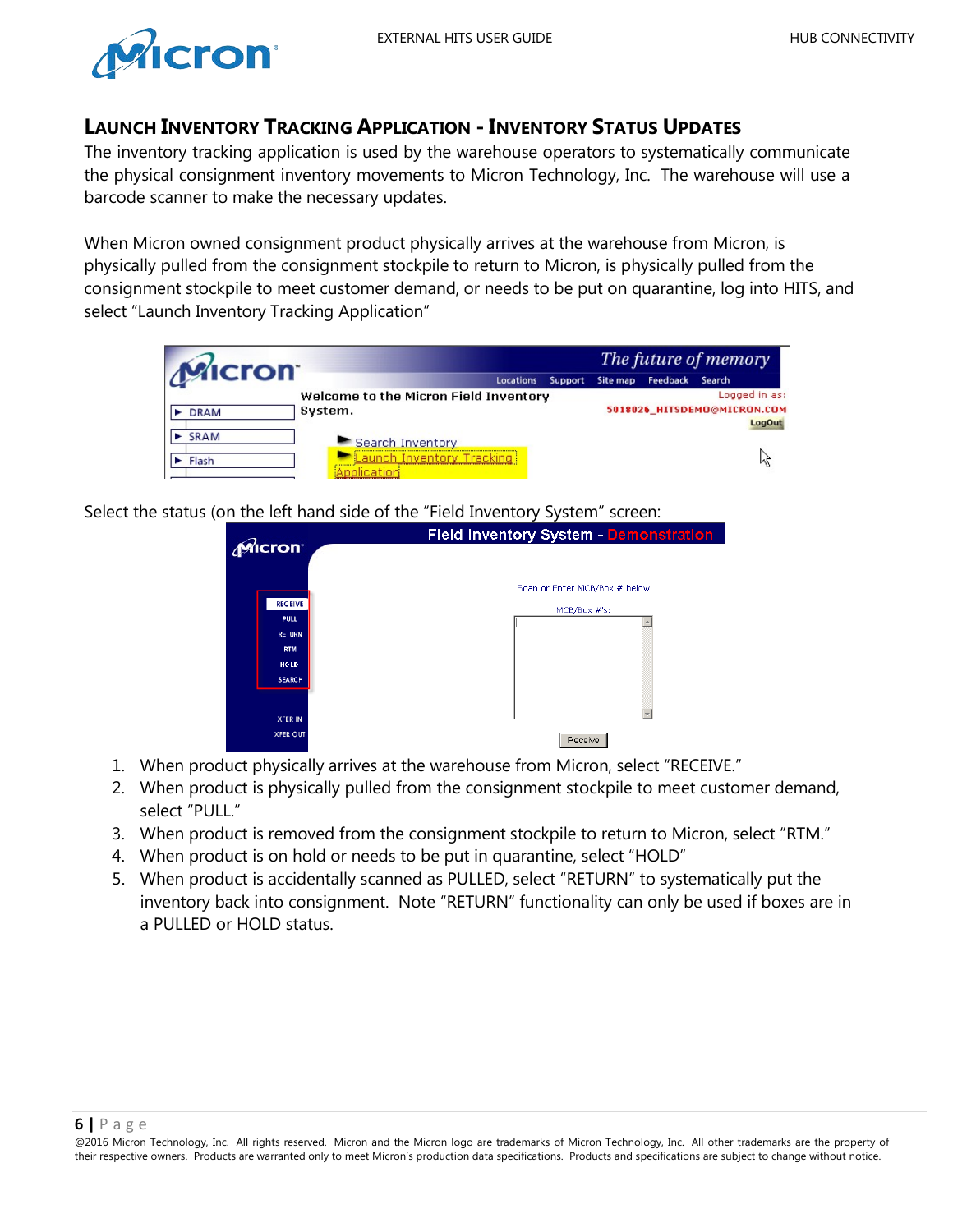## LAUNCH INVENTORY TRACKING APPLICATION - INVENTORY STATUS UPDATES

The inventory tracking application is used by the warehouse operators to systematically communicate the physical consignment inventory movements to Micron Technology, Inc. The warehouse will use a barcode scanner to make the necessary updates.

When Micron owned consignment product physically arrives at the warehouse from Micron, is physically pulled from the consignment stockpile to return to Micron, is physically pulled from the consignment stockpile to meet customer demand, or needs to be put on quarantine, log into HITS, and select "Launch Inventory Tracking Application"

Select the status (on the left hand side of the "Field Inventory System" screen:

1. When product physically arrives at the warehouse from Micron, select "RECEIVE."
2. When product is physically pulled from the consignment stockpile to meet customer demand, select "PULL."
3. When product is removed from the consignment stockpile to return to Micron, select "RTM."
4. When product is on hold or needs to be put in quarantine, select "HOLD"
5. When product is accidentally scanned as PULLED, select "RETURN" to systematically put the inventory back into consignment. Note "RETURN" functionality can only be used if boxes are in a PULLED or HOLD status.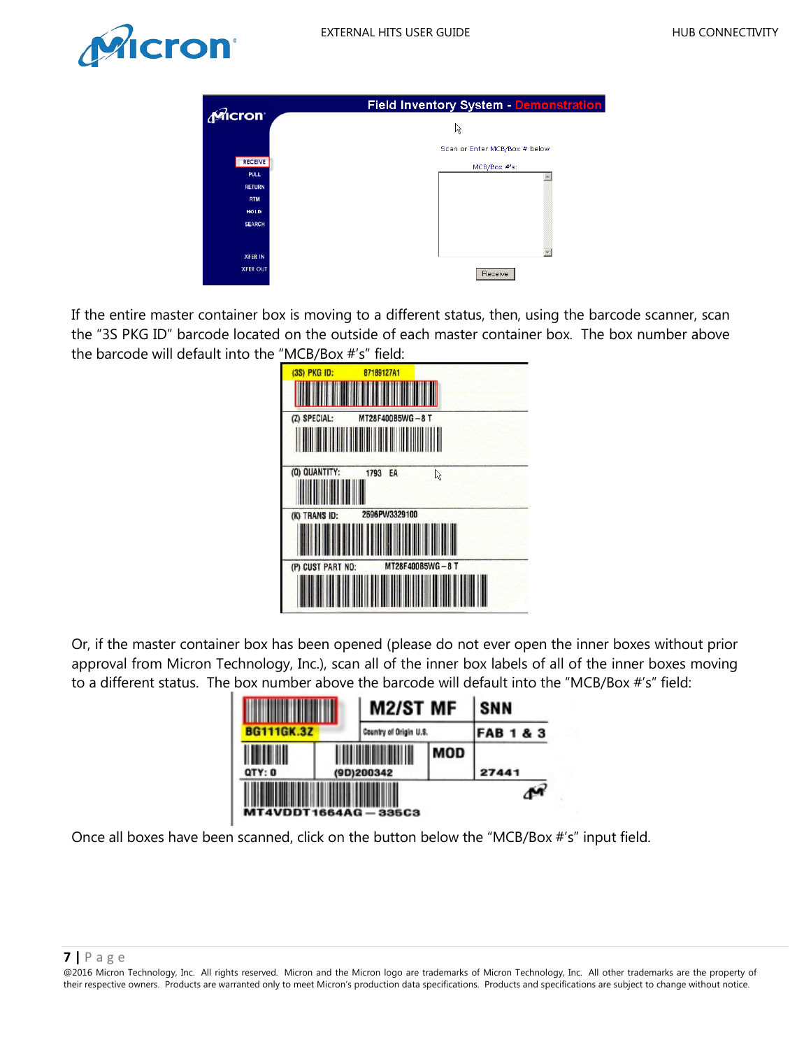If the entire master container box is moving to a different status, then, using the barcode scanner, scan the "3S PKG ID" barcode located on the outside of each master container box. The box number above the barcode will default into the "MCB/Box #'s" field:

Or, if the master container box has been opened (please do not ever open the inner boxes without prior approval from Micron Technology, Inc.), scan all of the inner box labels of all of the inner boxes moving to a different status. The box number above the barcode will default into the "MCB/Box #'s" field:

Once all boxes have been scanned, click on the button below the "MCB/Box #'s" input field.

@2016 Micron Technology, Inc. All rights reserved. Micron and the Micron logo are trademarks of Micron Technology, Inc. All other trademarks are the property of their respective owners. Products are warranted only to meet Micron's production data specifications. Products and specifications are subject to change without notice.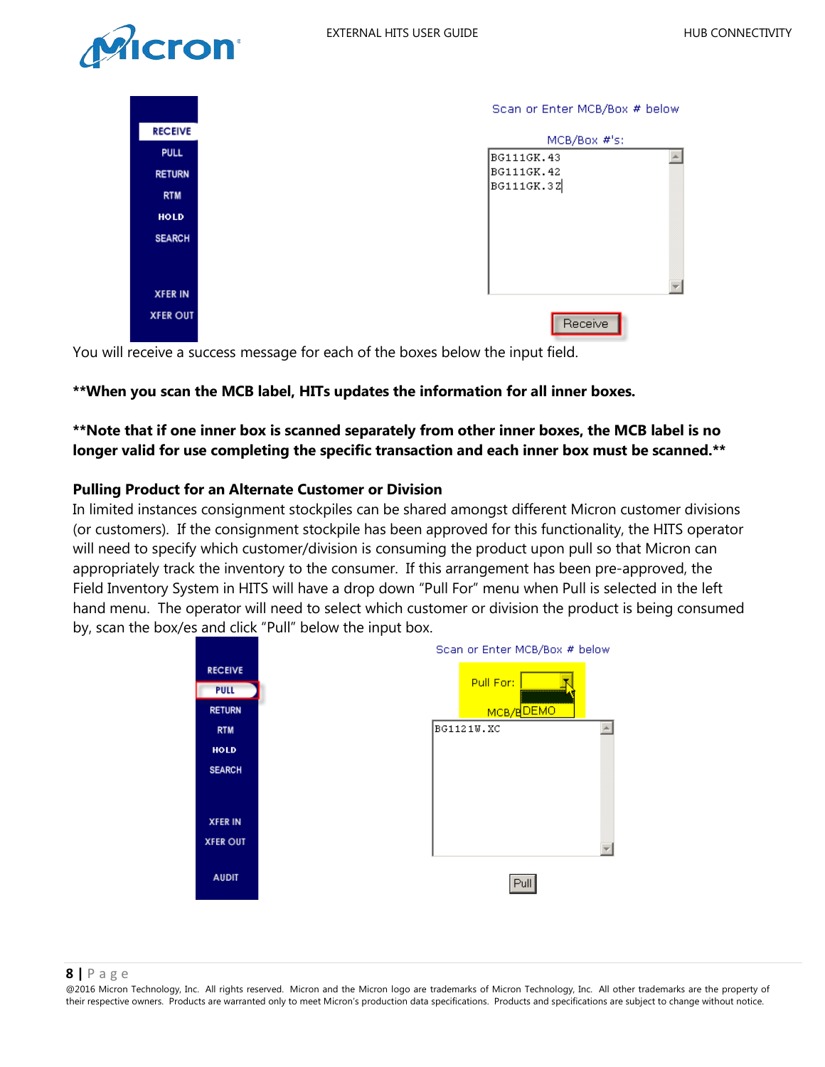You will receive a success message for each of the boxes below the input field.

**\*\*When you scan the MCB label, HITs updates the information for all inner boxes.**

**\*\*Note that if one inner box is scanned separately from other inner boxes, the MCB label is no longer valid for use completing the specific transaction and each inner box must be scanned.\*\***

**Pulling Product for an Alternate Customer or Division**

In limited instances consignment stockpiles can be shared amongst different Micron customer divisions (or customers). If the consignment stockpile has been approved for this functionality, the HITS operator will need to specify which customer/division is consuming the product upon pull so that Micron can appropriately track the inventory to the consumer. If this arrangement has been pre-approved, the Field Inventory System in HITS will have a drop down "Pull For" menu when Pull is selected in the left hand menu. The operator will need to select which customer or division the product is being consumed by, scan the box/es and click "Pull" below the input box.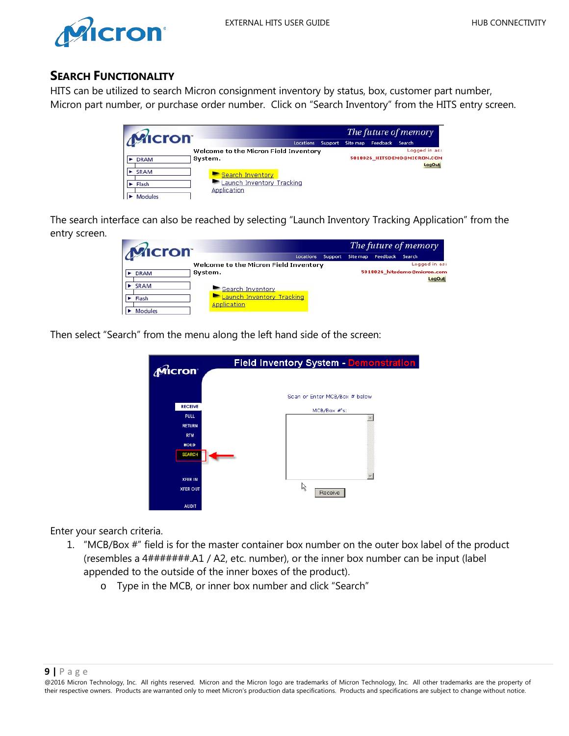## Search Functionality

HITS can be utilized to search Micron consignment inventory by status, box, customer part number, Micron part number, or purchase order number. Click on "Search Inventory" from the HITS entry screen.

The search interface can also be reached by selecting "Launch Inventory Tracking Application" from the entry screen.

Then select "Search" from the menu along the left hand side of the screen:

Enter your search criteria.

1. "MCB/Box #" field is for the master container box number on the outer box label of the product (resembles a 4#######.A1 / A2, etc. number), or the inner box number can be input (label appended to the outside of the inner boxes of the product).
   - Type in the MCB, or inner box number and click "Search"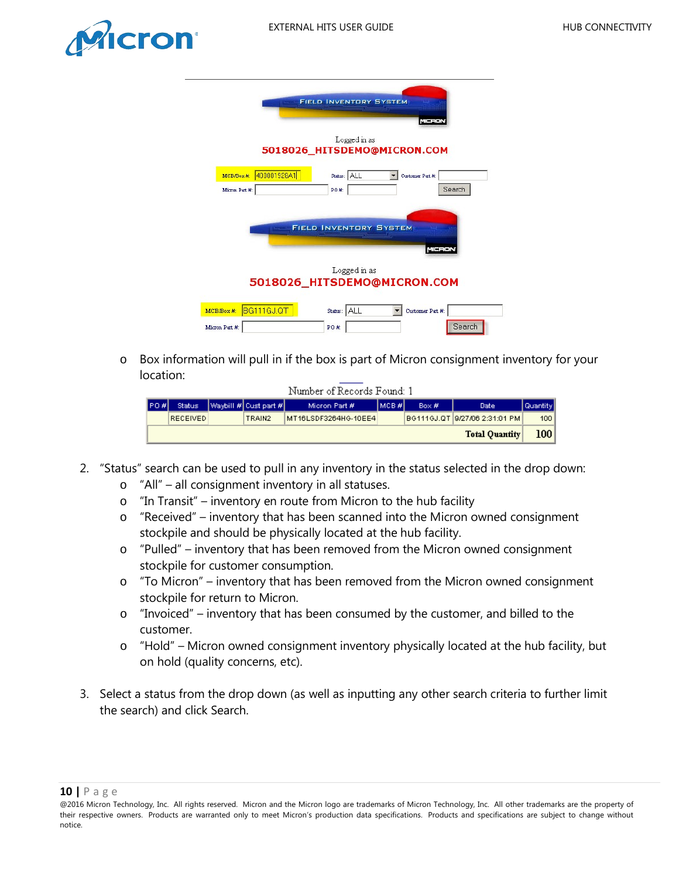Logged in as
5018026_HITSDEMO@MICRON.COM

MCB/Box #: 400001926A1 Status: ALL Customer Part #:
Micron Part #: PO #: Search

Logged in as
5018026_HITSDEMO@MICRON.COM

MCB/Box #: BG111GJ.QT Status: ALL Customer Part #:
Micron Part #: PO #: Search

- Box information will pull in if the box is part of Micron consignment inventory for your location:

Number of Records Found: 1

| PO # | Status | Waybill # | Cust part # | Micron Part # | MCB # | Box # | Date | Quantity |
|---|---|---|---|---|---|---|---|---|
| | RECEIVED | | TRAIN2 | MT16LSDF3264HG-10EE4 | | BG111GJ.QT | 9/27/06 2:31:01 PM | 100 |
| | | | | | | | **Total Quantity** | **100** |

2. “Status” search can be used to pull in any inventory in the status selected in the drop down:
   - “All” – all consignment inventory in all statuses.
   - “In Transit” – inventory en route from Micron to the hub facility
   - “Received” – inventory that has been scanned into the Micron owned consignment stockpile and should be physically located at the hub facility.
   - “Pulled” – inventory that has been removed from the Micron owned consignment stockpile for customer consumption.
   - “To Micron” – inventory that has been removed from the Micron owned consignment stockpile for return to Micron.
   - “Invoiced” – inventory that has been consumed by the customer, and billed to the customer.
   - “Hold” – Micron owned consignment inventory physically located at the hub facility, but on hold (quality concerns, etc).

3. Select a status from the drop down (as well as inputting any other search criteria to further limit the search) and click Search.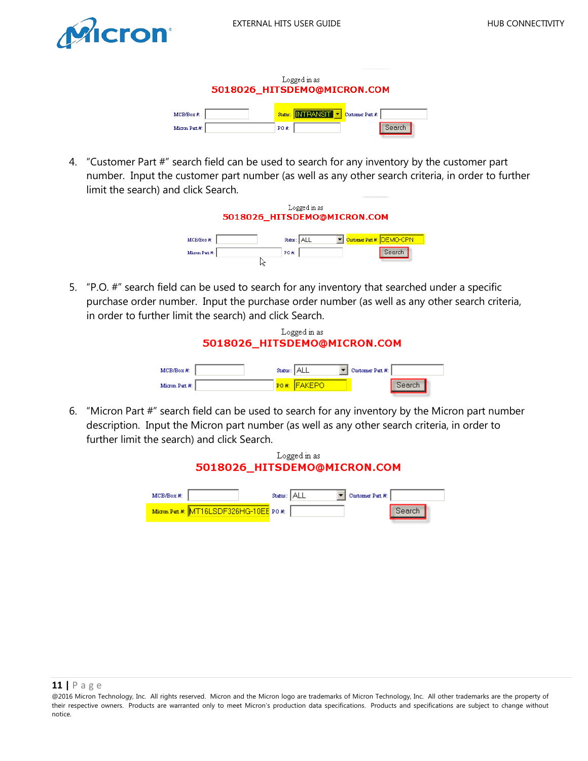Logged in as
5018026_HITSDEMO@MICRON.COM

MCB/Box #: Status: INTRANSIT Customer Part #:
Micron Part #: PO #: Search

4. "Customer Part #" search field can be used to search for any inventory by the customer part number. Input the customer part number (as well as any other search criteria, in order to further limit the search) and click Search.

Logged in as
5018026_HITSDEMO@MICRON.COM

MCB/Box #: Status: ALL Customer Part #: DEMO-CPN
Micron Part #: PO #: Search

5. "P.O. #" search field can be used to search for any inventory that searched under a specific purchase order number. Input the purchase order number (as well as any other search criteria, in order to further limit the search) and click Search.

Logged in as
5018026_HITSDEMO@MICRON.COM

MCB/Box #: Status: ALL Customer Part #:
Micron Part #: PO #: FAKEPO Search

6. "Micron Part #" search field can be used to search for any inventory by the Micron part number description. Input the Micron part number (as well as any other search criteria, in order to further limit the search) and click Search.

Logged in as
5018026_HITSDEMO@MICRON.COM

MCB/Box #: Status: ALL Customer Part #:
Micron Part #: MT16LSDF326HG-10EE PO #: Search

@2016 Micron Technology, Inc. All rights reserved. Micron and the Micron logo are trademarks of Micron Technology, Inc. All other trademarks are the property of their respective owners. Products are warranted only to meet Micron's production data specifications. Products and specifications are subject to change without notice.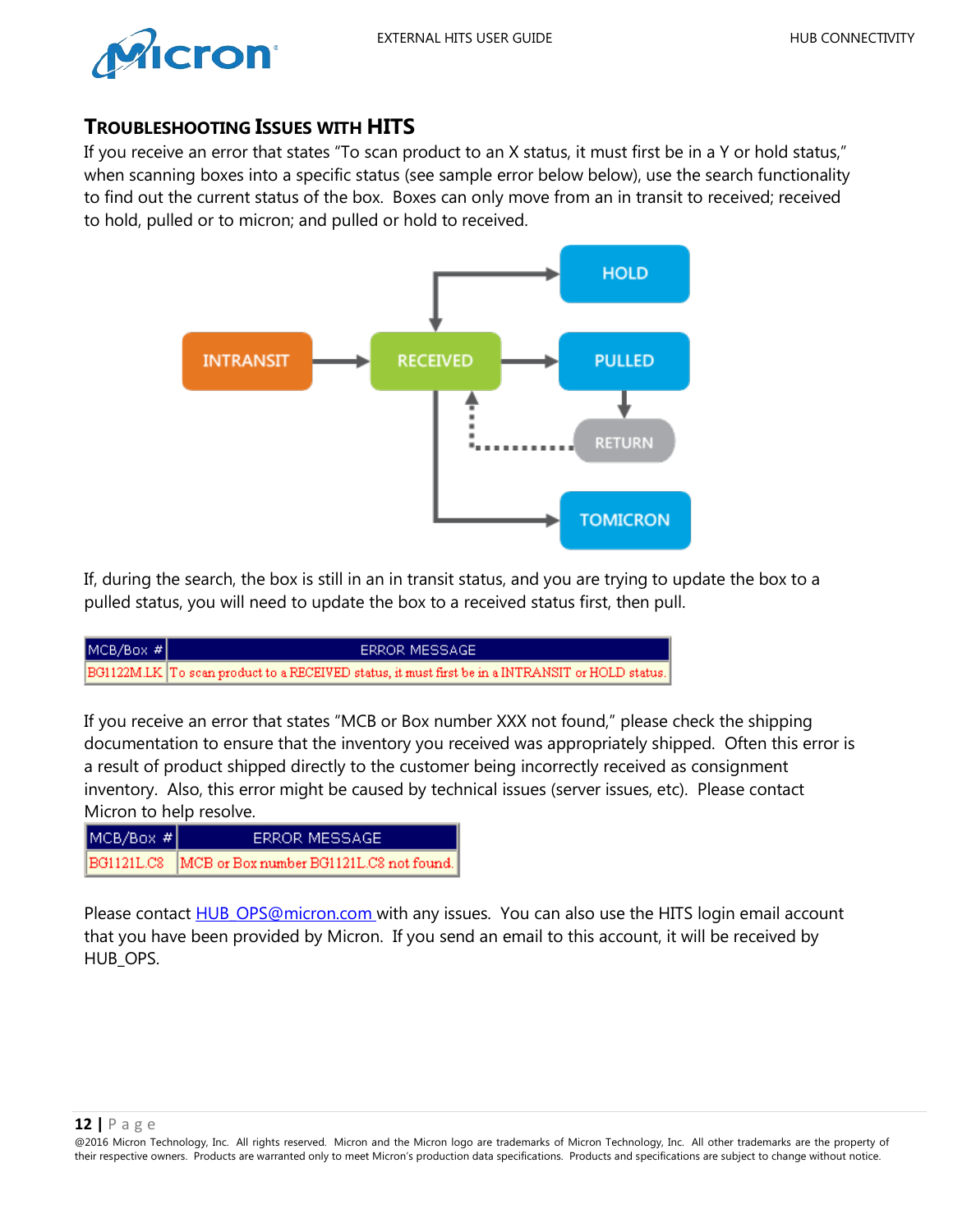## TROUBLESHOOTING ISSUES WITH HITS

If you receive an error that states "To scan product to an X status, it must first be in a Y or hold status," when scanning boxes into a specific status (see sample error below below), use the search functionality to find out the current status of the box. Boxes can only move from an in transit to received; received to hold, pulled or to micron; and pulled or hold to received.

If, during the search, the box is still in an in transit status, and you are trying to update the box to a pulled status, you will need to update the box to a received status first, then pull.

| MCB/Box # | ERROR MESSAGE |
|---|---|
| BG1122M.LK | To scan product to a RECEIVED status, it must first be in a INTRANSIT or HOLD status. |

If you receive an error that states "MCB or Box number XXX not found," please check the shipping documentation to ensure that the inventory you received was appropriately shipped. Often this error is a result of product shipped directly to the customer being incorrectly received as consignment inventory. Also, this error might be caused by technical issues (server issues, etc). Please contact Micron to help resolve.

| MCB/Box # | ERROR MESSAGE |
|---|---|
| BG1121L.C8 | MCB or Box number BG1121L.C8 not found. |

Please contact HUB_OPS@micron.com with any issues. You can also use the HITS login email account that you have been provided by Micron. If you send an email to this account, it will be received by HUB_OPS.

@2016 Micron Technology, Inc. All rights reserved. Micron and the Micron logo are trademarks of Micron Technology, Inc. All other trademarks are the property of their respective owners. Products are warranted only to meet Micron's production data specifications. Products and specifications are subject to change without notice.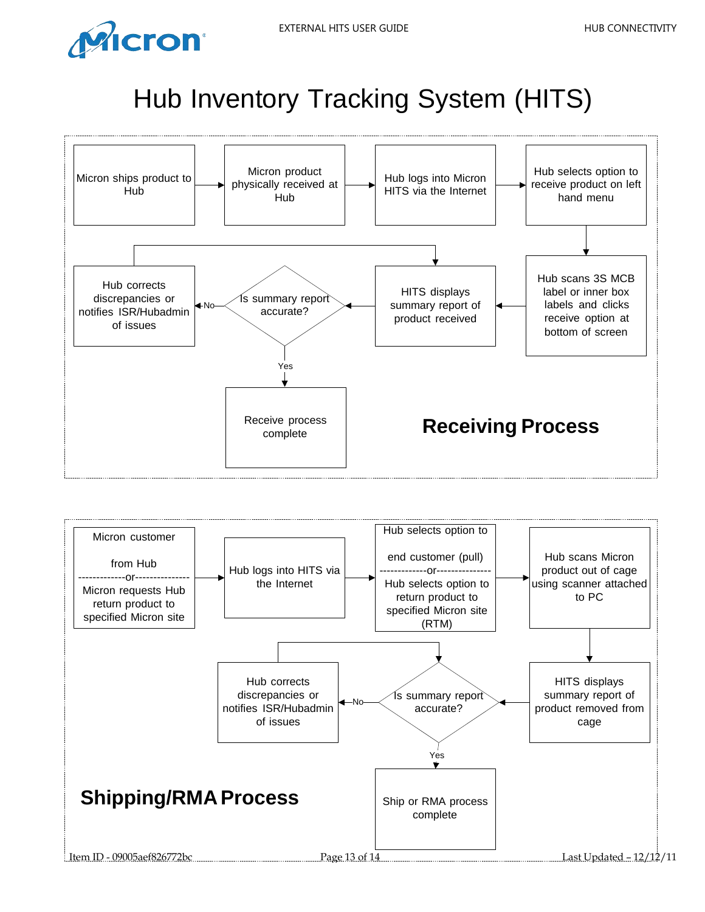# Hub Inventory Tracking System (HITS)

Micron ships product to Hub

Micron product physically received at Hub

Hub logs into Micron HITS via the Internet

Hub selects option to receive product on left hand menu

Hub scans 3S MCB label or inner box labels and clicks receive option at bottom of screen

HITS displays summary report of product received

Is summary report accurate?

No

Hub corrects discrepancies or notifies ISR/Hubadmin of issues

Yes

Receive process complete

**Receiving Process**

Micron customer

from Hub
-------------or--------------
Micron requests Hub return product to specified Micron site

Hub logs into HITS via the Internet

Hub selects option to

end customer (pull)
-------------or--------------
Hub selects option to return product to specified Micron site (RTM)

Hub scans Micron product out of cage using scanner attached to PC

HITS displays summary report of product removed from cage

Is summary report accurate?

No

Hub corrects discrepancies or notifies ISR/Hubadmin of issues

Yes

Ship or RMA process complete

**Shipping/RMA Process**